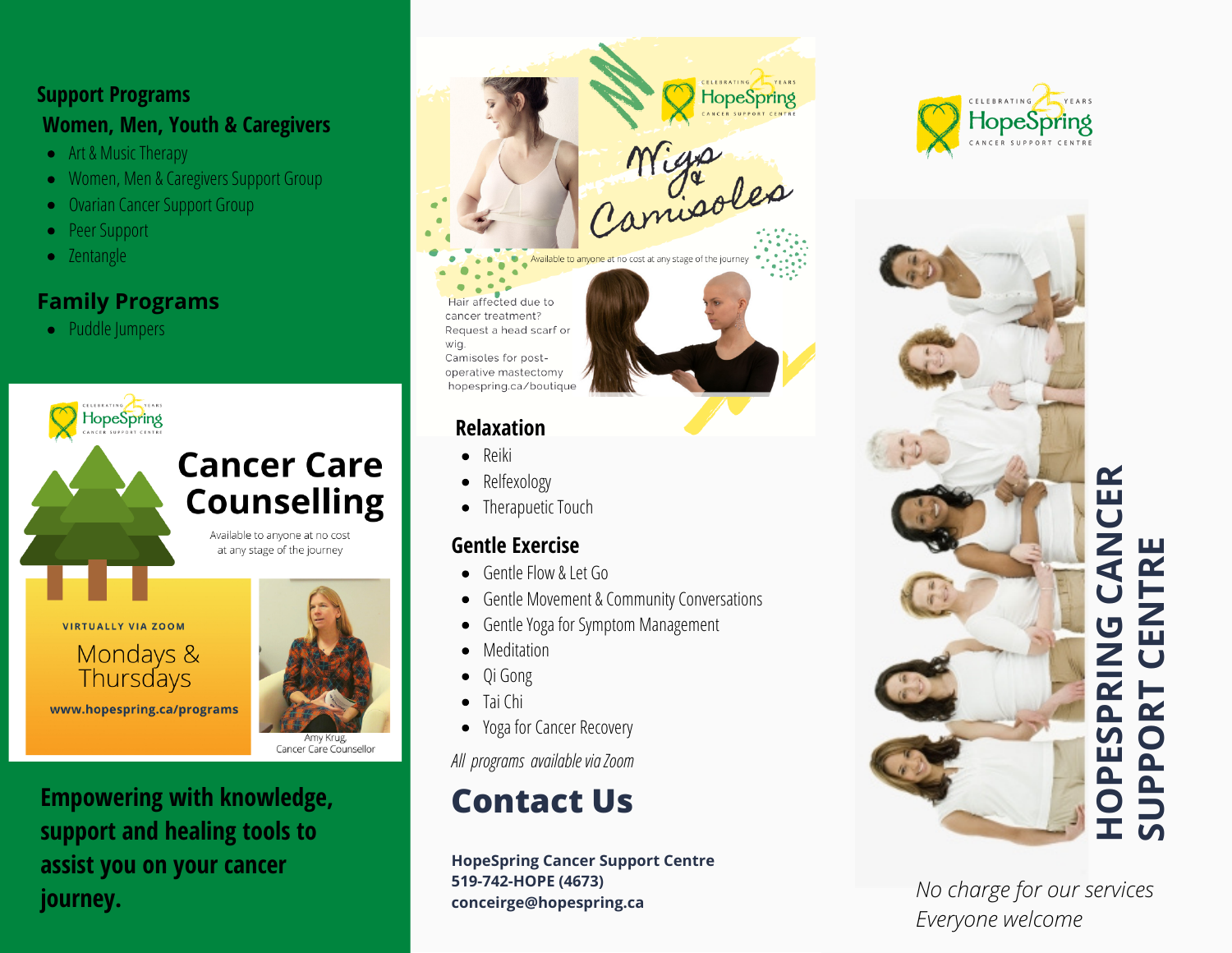## Support Programs

### Women, Men, Youth & Caregivers

- Art & Music Therapy
- Women, Men & Caregivers Support Group
- Ovarian Cancer Support Group
- Peer Support
- Zentangle

## Family Programs

- Puddle Jumpers

CELEBRATING 25 YEARS HopeSpring CANCER SUPPORT CENTRE

# Cancer Care Counselling

Available to anyone at no cost at any stage of the journey

VIRTUALLY VIA ZOOM

Mondays & Thursdays

**www.hopespring.ca/programs**

Amy Krug, Cancer Care Counsellor

**Empowering with knowledge, support and healing tools to assist you on your cancer journey.**

CELEBRATING 25 YEARS HopeSpring CANCER SUPPORT CENTRE

# Wigs & Camisoles

Available to anyone at no cost at any stage of the journey

Hair affected due to cancer treatment? Request a head scarf or wig.
Camisoles for post-operative mastectomy
hopespring.ca/boutique

## Relaxation

- Reiki
- Relfexology
- Therapuetic Touch

## Gentle Exercise

- Gentle Flow & Let Go
- Gentle Movement & Community Conversations
- Gentle Yoga for Symptom Management
- Meditation
- Qi Gong
- Tai Chi
- Yoga for Cancer Recovery

*All programs available via Zoom*

# Contact Us

**HopeSpring Cancer Support Centre**
**519-742-HOPE (4673)**
**conceirge@hopespring.ca**

CELEBRATING 25 YEARS HopeSpring CANCER SUPPORT CENTRE

# HOPESPRING CANCER SUPPORT CENTRE

*No charge for our services*
*Everyone welcome*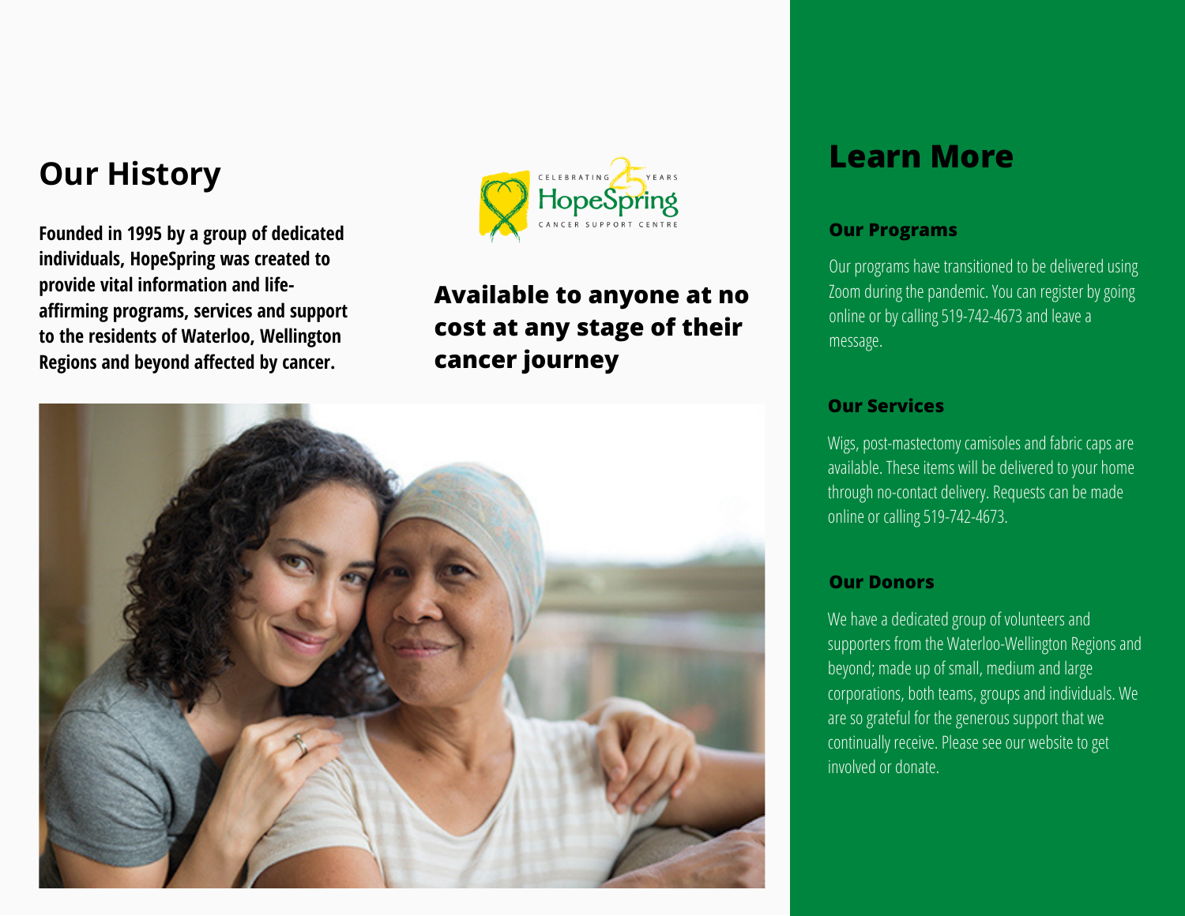## Our History

**Founded in 1995 by a group of dedicated individuals, HopeSpring was created to provide vital information and life-affirming programs, services and support to the residents of Waterloo, Wellington Regions and beyond affected by cancer.**

CELEBRATING 25 YEARS
HopeSpring
CANCER SUPPORT CENTRE

**Available to anyone at no cost at any stage of their cancer journey**

## Learn More

### Our Programs

Our programs have transitioned to be delivered using Zoom during the pandemic. You can register by going online or by calling 519-742-4673 and leave a message.

### Our Services

Wigs, post-mastectomy camisoles and fabric caps are available. These items will be delivered to your home through no-contact delivery. Requests can be made online or calling 519-742-4673.

### Our Donors

We have a dedicated group of volunteers and supporters from the Waterloo-Wellington Regions and beyond; made up of small, medium and large corporations, both teams, groups and individuals. We are so grateful for the generous support that we continually receive. Please see our website to get involved or donate.